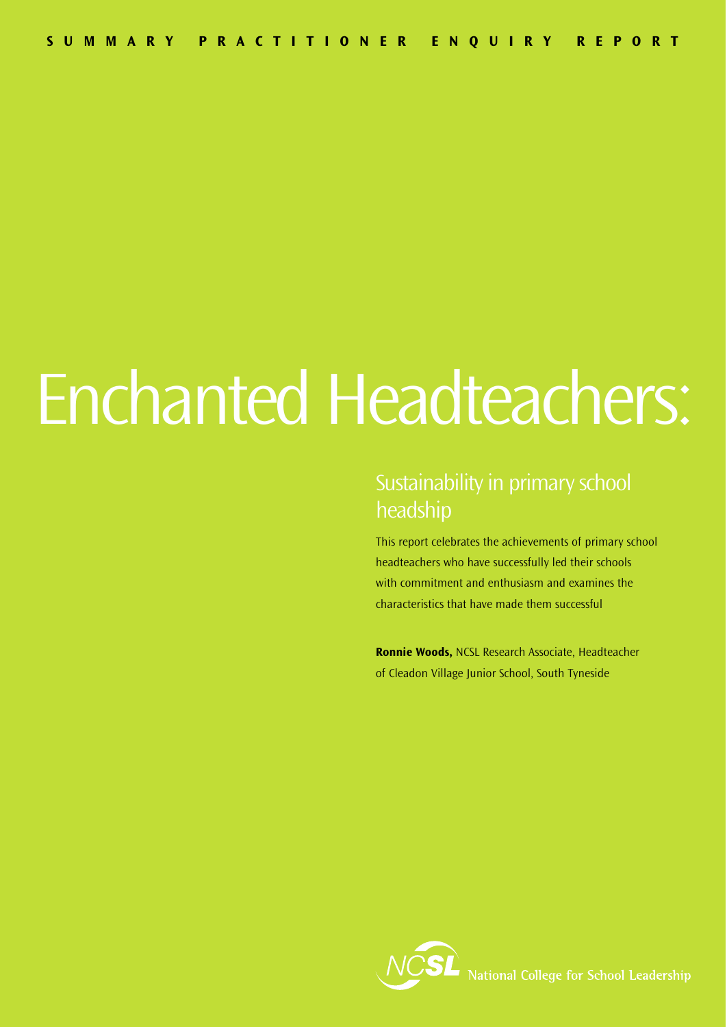SUMMARY PRACTITIONER ENQUIRY REPORT

# Enchanted Headteachers:

## Sustainability in primary school headship

This report celebrates the achievements of primary school headteachers who have successfully led their schools with commitment and enthusiasm and examines the characteristics that have made them successful

**Ronnie Woods,** NCSL Research Associate, Headteacher of Cleadon Village Junior School, South Tyneside

NCSL National College for School Leadership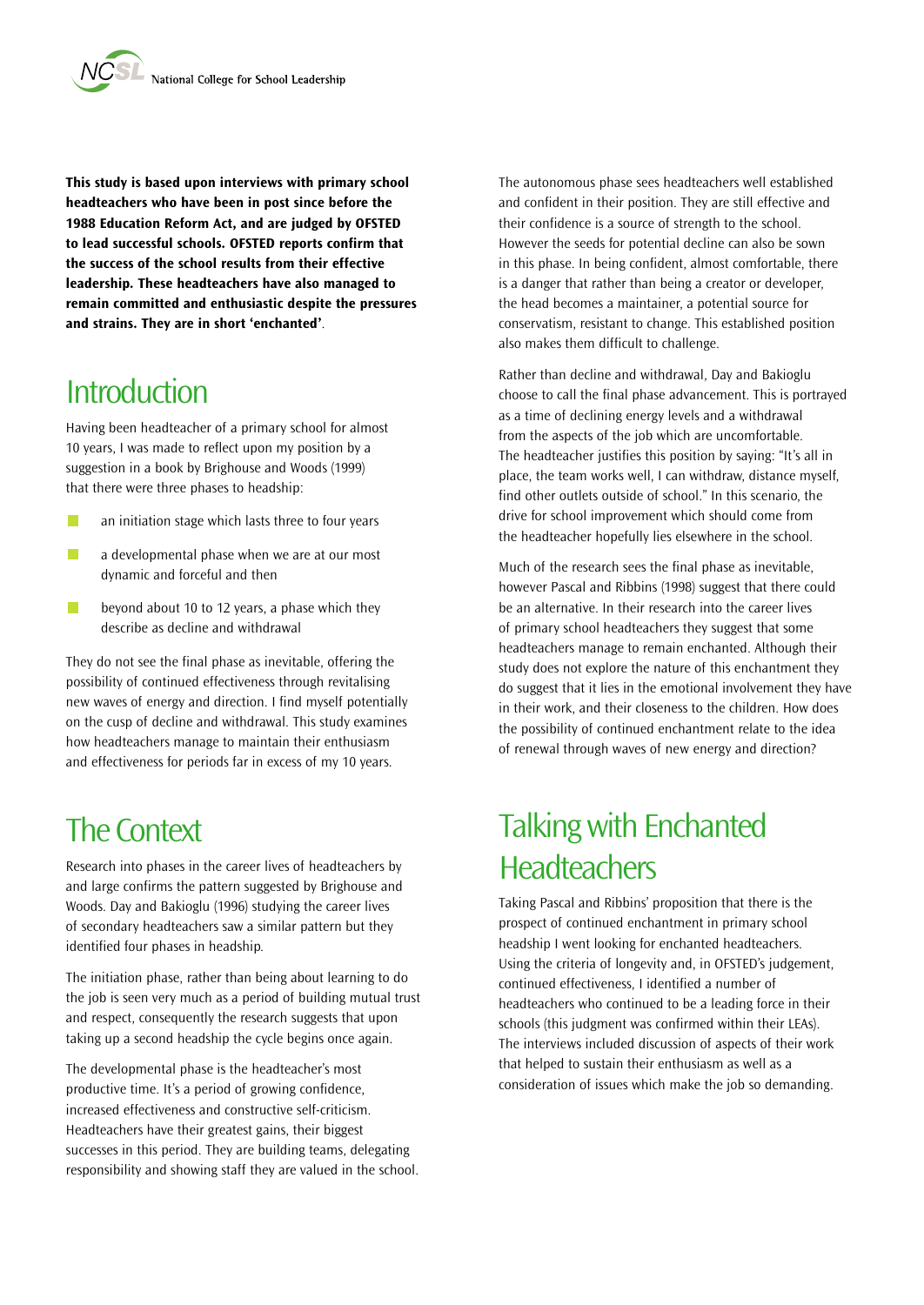**This study is based upon interviews with primary school headteachers who have been in post since before the 1988 Education Reform Act, and are judged by OFSTED to lead successful schools. OFSTED reports confirm that the success of the school results from their effective leadership. These headteachers have also managed to remain committed and enthusiastic despite the pressures and strains. They are in short 'enchanted'**.

## Introduction

Having been headteacher of a primary school for almost 10 years, I was made to reflect upon my position by a suggestion in a book by Brighouse and Woods (1999) that there were three phases to headship:

- an initiation stage which lasts three to four years
- a developmental phase when we are at our most dynamic and forceful and then
- beyond about 10 to 12 years, a phase which they describe as decline and withdrawal

They do not see the final phase as inevitable, offering the possibility of continued effectiveness through revitalising new waves of energy and direction. I find myself potentially on the cusp of decline and withdrawal. This study examines how headteachers manage to maintain their enthusiasm and effectiveness for periods far in excess of my 10 years.

## The Context

Research into phases in the career lives of headteachers by and large confirms the pattern suggested by Brighouse and Woods. Day and Bakioglu (1996) studying the career lives of secondary headteachers saw a similar pattern but they identified four phases in headship.

The initiation phase, rather than being about learning to do the job is seen very much as a period of building mutual trust and respect, consequently the research suggests that upon taking up a second headship the cycle begins once again.

The developmental phase is the headteacher's most productive time. It's a period of growing confidence, increased effectiveness and constructive self-criticism. Headteachers have their greatest gains, their biggest successes in this period. They are building teams, delegating responsibility and showing staff they are valued in the school.

The autonomous phase sees headteachers well established and confident in their position. They are still effective and their confidence is a source of strength to the school. However the seeds for potential decline can also be sown in this phase. In being confident, almost comfortable, there is a danger that rather than being a creator or developer, the head becomes a maintainer, a potential source for conservatism, resistant to change. This established position also makes them difficult to challenge.

Rather than decline and withdrawal, Day and Bakioglu choose to call the final phase advancement. This is portrayed as a time of declining energy levels and a withdrawal from the aspects of the job which are uncomfortable. The headteacher justifies this position by saying: "It's all in place, the team works well, I can withdraw, distance myself, find other outlets outside of school." In this scenario, the drive for school improvement which should come from the headteacher hopefully lies elsewhere in the school.

Much of the research sees the final phase as inevitable, however Pascal and Ribbins (1998) suggest that there could be an alternative. In their research into the career lives of primary school headteachers they suggest that some headteachers manage to remain enchanted. Although their study does not explore the nature of this enchantment they do suggest that it lies in the emotional involvement they have in their work, and their closeness to the children. How does the possibility of continued enchantment relate to the idea of renewal through waves of new energy and direction?

## Talking with Enchanted Headteachers

Taking Pascal and Ribbins' proposition that there is the prospect of continued enchantment in primary school headship I went looking for enchanted headteachers. Using the criteria of longevity and, in OFSTED's judgement, continued effectiveness, I identified a number of headteachers who continued to be a leading force in their schools (this judgment was confirmed within their LEAs). The interviews included discussion of aspects of their work that helped to sustain their enthusiasm as well as a consideration of issues which make the job so demanding.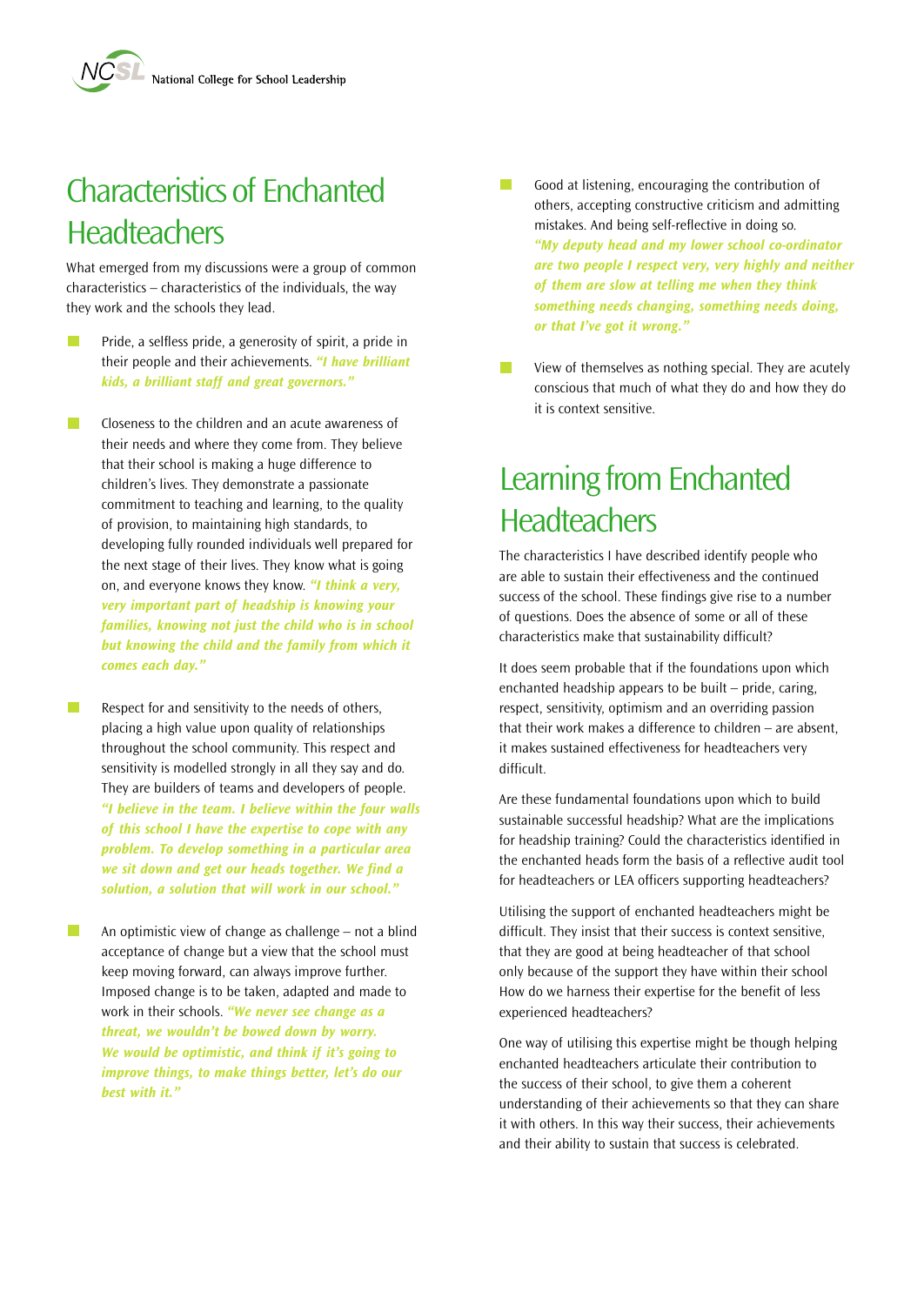## Characteristics of Enchanted Headteachers

What emerged from my discussions were a group of common characteristics – characteristics of the individuals, the way they work and the schools they lead.

- Pride, a selfless pride, a generosity of spirit, a pride in their people and their achievements. ***"I have brilliant kids, a brilliant staff and great governors."***

- Closeness to the children and an acute awareness of their needs and where they come from. They believe that their school is making a huge difference to children's lives. They demonstrate a passionate commitment to teaching and learning, to the quality of provision, to maintaining high standards, to developing fully rounded individuals well prepared for the next stage of their lives. They know what is going on, and everyone knows they know. ***"I think a very, very important part of headship is knowing your families, knowing not just the child who is in school but knowing the child and the family from which it comes each day."***

- Respect for and sensitivity to the needs of others, placing a high value upon quality of relationships throughout the school community. This respect and sensitivity is modelled strongly in all they say and do. They are builders of teams and developers of people. ***"I believe in the team. I believe within the four walls of this school I have the expertise to cope with any problem. To develop something in a particular area we sit down and get our heads together. We find a solution, a solution that will work in our school."***

- An optimistic view of change as challenge – not a blind acceptance of change but a view that the school must keep moving forward, can always improve further. Imposed change is to be taken, adapted and made to work in their schools. ***"We never see change as a threat, we wouldn't be bowed down by worry. We would be optimistic, and think if it's going to improve things, to make things better, let's do our best with it."***

- Good at listening, encouraging the contribution of others, accepting constructive criticism and admitting mistakes. And being self-reflective in doing so. ***"My deputy head and my lower school co-ordinator are two people I respect very, very highly and neither of them are slow at telling me when they think something needs changing, something needs doing, or that I've got it wrong."***

- View of themselves as nothing special. They are acutely conscious that much of what they do and how they do it is context sensitive.

## Learning from Enchanted Headteachers

The characteristics I have described identify people who are able to sustain their effectiveness and the continued success of the school. These findings give rise to a number of questions. Does the absence of some or all of these characteristics make that sustainability difficult?

It does seem probable that if the foundations upon which enchanted headship appears to be built – pride, caring, respect, sensitivity, optimism and an overriding passion that their work makes a difference to children – are absent, it makes sustained effectiveness for headteachers very difficult.

Are these fundamental foundations upon which to build sustainable successful headship? What are the implications for headship training? Could the characteristics identified in the enchanted heads form the basis of a reflective audit tool for headteachers or LEA officers supporting headteachers?

Utilising the support of enchanted headteachers might be difficult. They insist that their success is context sensitive, that they are good at being headteacher of that school only because of the support they have within their school How do we harness their expertise for the benefit of less experienced headteachers?

One way of utilising this expertise might be though helping enchanted headteachers articulate their contribution to the success of their school, to give them a coherent understanding of their achievements so that they can share it with others. In this way their success, their achievements and their ability to sustain that success is celebrated.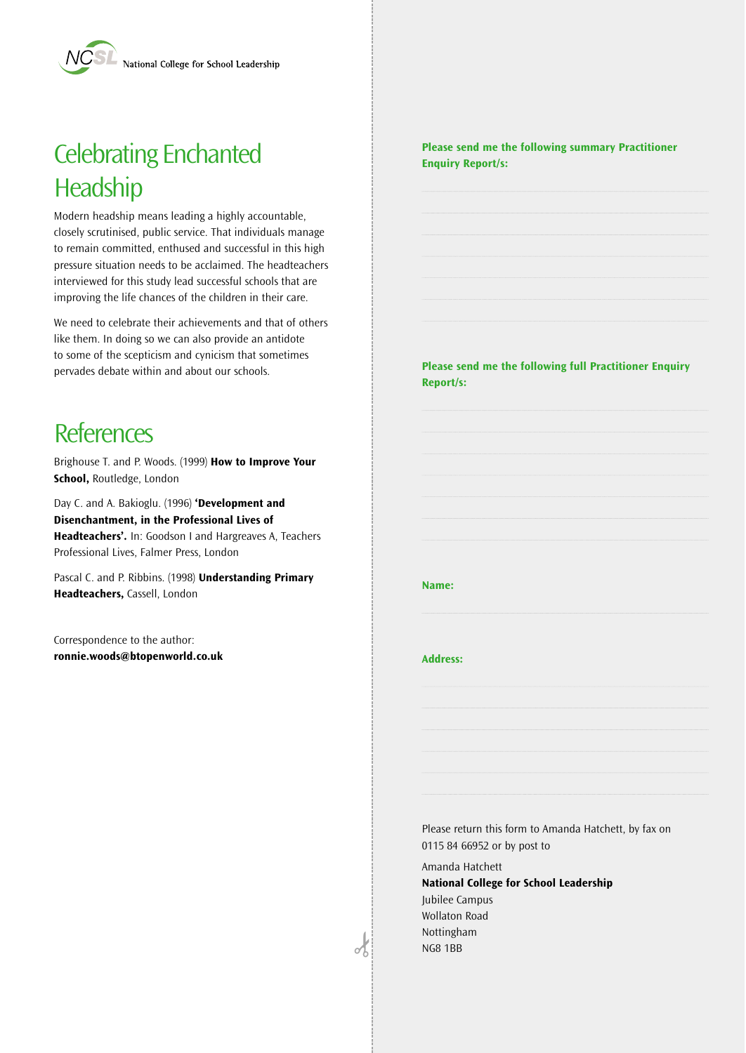# Celebrating Enchanted Headship

Modern headship means leading a highly accountable, closely scrutinised, public service. That individuals manage to remain committed, enthused and successful in this high pressure situation needs to be acclaimed. The headteachers interviewed for this study lead successful schools that are improving the life chances of the children in their care.

We need to celebrate their achievements and that of others like them. In doing so we can also provide an antidote to some of the scepticism and cynicism that sometimes pervades debate within and about our schools.

# References

Brighouse T. and P. Woods. (1999) **How to Improve Your School,** Routledge, London

Day C. and A. Bakioglu. (1996) **'Development and Disenchantment, in the Professional Lives of Headteachers'.** In: Goodson I and Hargreaves A, Teachers Professional Lives, Falmer Press, London

Pascal C. and P. Ribbins. (1998) **Understanding Primary Headteachers,** Cassell, London

Correspondence to the author:
**ronnie.woods@btopenworld.co.uk**

**Please send me the following summary Practitioner Enquiry Report/s:**

**Please send me the following full Practitioner Enquiry Report/s:**

**Name:**

**Address:**

Please return this form to Amanda Hatchett, by fax on 0115 84 66952 or by post to

Amanda Hatchett
**National College for School Leadership**
Jubilee Campus
Wollaton Road
Nottingham
NG8 1BB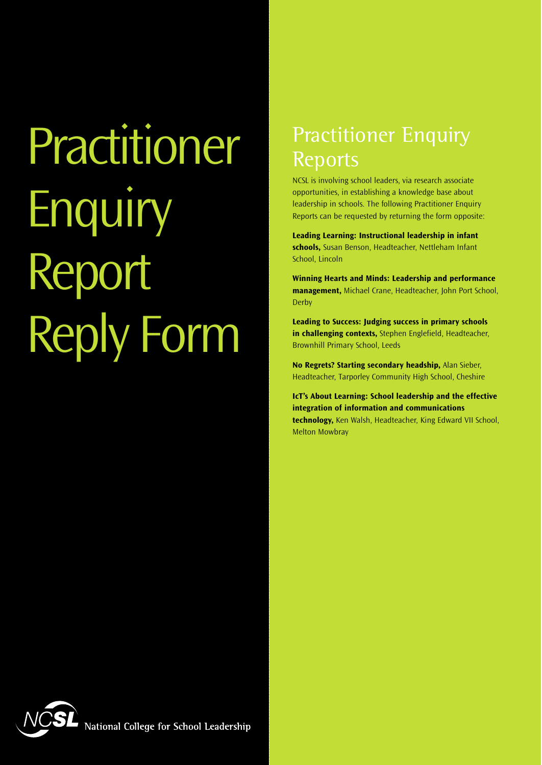# Practitioner Enquiry Report Reply Form

## Practitioner Enquiry Reports

NCSL is involving school leaders, via research associate opportunities, in establishing a knowledge base about leadership in schools. The following Practitioner Enquiry Reports can be requested by returning the form opposite:

**Leading Learning: Instructional leadership in infant schools,** Susan Benson, Headteacher, Nettleham Infant School, Lincoln

**Winning Hearts and Minds: Leadership and performance management,** Michael Crane, Headteacher, John Port School, Derby

**Leading to Success: Judging success in primary schools in challenging contexts,** Stephen Englefield, Headteacher, Brownhill Primary School, Leeds

**No Regrets? Starting secondary headship,** Alan Sieber, Headteacher, Tarporley Community High School, Cheshire

**IcT's About Learning: School leadership and the effective integration of information and communications technology,** Ken Walsh, Headteacher, King Edward VII School, Melton Mowbray

NCSL National College for School Leadership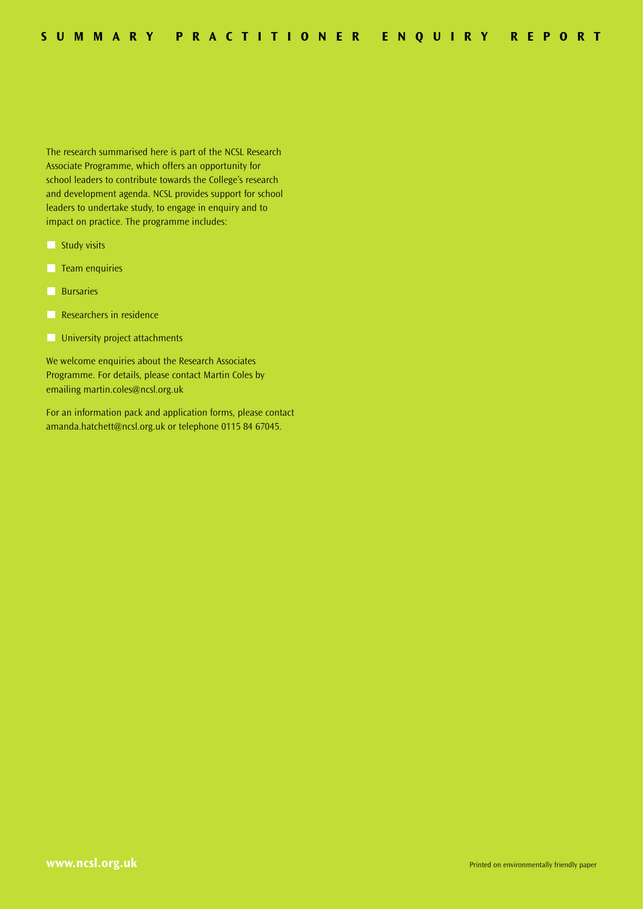The research summarised here is part of the NCSL Research Associate Programme, which offers an opportunity for school leaders to contribute towards the College's research and development agenda. NCSL provides support for school leaders to undertake study, to engage in enquiry and to impact on practice. The programme includes:

- Study visits
- Team enquiries
- Bursaries
- Researchers in residence
- University project attachments

We welcome enquiries about the Research Associates Programme. For details, please contact Martin Coles by emailing martin.coles@ncsl.org.uk

For an information pack and application forms, please contact amanda.hatchett@ncsl.org.uk or telephone 0115 84 67045.

**www.ncsl.org.uk**

Printed on environmentally friendly paper